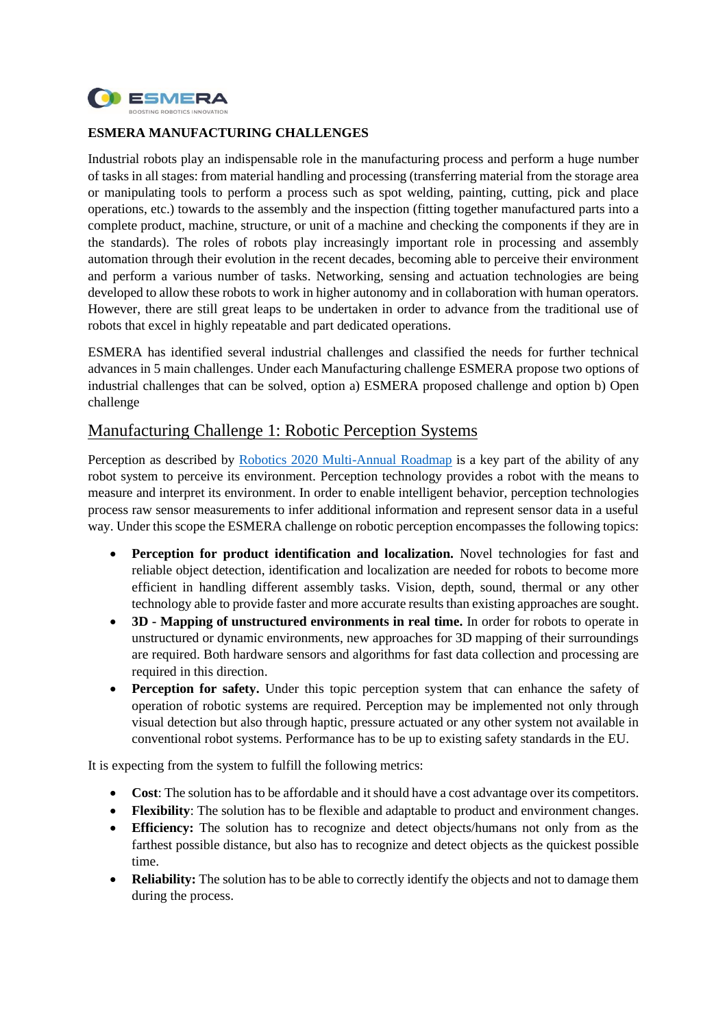ESMERA

BOOSTING ROBOTICS INNOVATION

**ESMERA MANUFACTURING CHALLENGES**

Industrial robots play an indispensable role in the manufacturing process and perform a huge number of tasks in all stages: from material handling and processing (transferring material from the storage area or manipulating tools to perform a process such as spot welding, painting, cutting, pick and place operations, etc.) towards to the assembly and the inspection (fitting together manufactured parts into a complete product, machine, structure, or unit of a machine and checking the components if they are in the standards). The roles of robots play increasingly important role in processing and assembly automation through their evolution in the recent decades, becoming able to perceive their environment and perform a various number of tasks. Networking, sensing and actuation technologies are being developed to allow these robots to work in higher autonomy and in collaboration with human operators. However, there are still great leaps to be undertaken in order to advance from the traditional use of robots that excel in highly repeatable and part dedicated operations.

ESMERA has identified several industrial challenges and classified the needs for further technical advances in 5 main challenges. Under each Manufacturing challenge ESMERA propose two options of industrial challenges that can be solved, option a) ESMERA proposed challenge and option b) Open challenge

## Manufacturing Challenge 1: Robotic Perception Systems

Perception as described by [Robotics 2020 Multi-Annual Roadmap]() is a key part of the ability of any robot system to perceive its environment. Perception technology provides a robot with the means to measure and interpret its environment. In order to enable intelligent behavior, perception technologies process raw sensor measurements to infer additional information and represent sensor data in a useful way. Under this scope the ESMERA challenge on robotic perception encompasses the following topics:

- **Perception for product identification and localization.** Novel technologies for fast and reliable object detection, identification and localization are needed for robots to become more efficient in handling different assembly tasks. Vision, depth, sound, thermal or any other technology able to provide faster and more accurate results than existing approaches are sought.
- **3D - Mapping of unstructured environments in real time.** In order for robots to operate in unstructured or dynamic environments, new approaches for 3D mapping of their surroundings are required. Both hardware sensors and algorithms for fast data collection and processing are required in this direction.
- **Perception for safety.** Under this topic perception system that can enhance the safety of operation of robotic systems are required. Perception may be implemented not only through visual detection but also through haptic, pressure actuated or any other system not available in conventional robot systems. Performance has to be up to existing safety standards in the EU.

It is expecting from the system to fulfill the following metrics:

- **Cost**: The solution has to be affordable and it should have a cost advantage over its competitors.
- **Flexibility**: The solution has to be flexible and adaptable to product and environment changes.
- **Efficiency:** The solution has to recognize and detect objects/humans not only from as the farthest possible distance, but also has to recognize and detect objects as the quickest possible time.
- **Reliability:** The solution has to be able to correctly identify the objects and not to damage them during the process.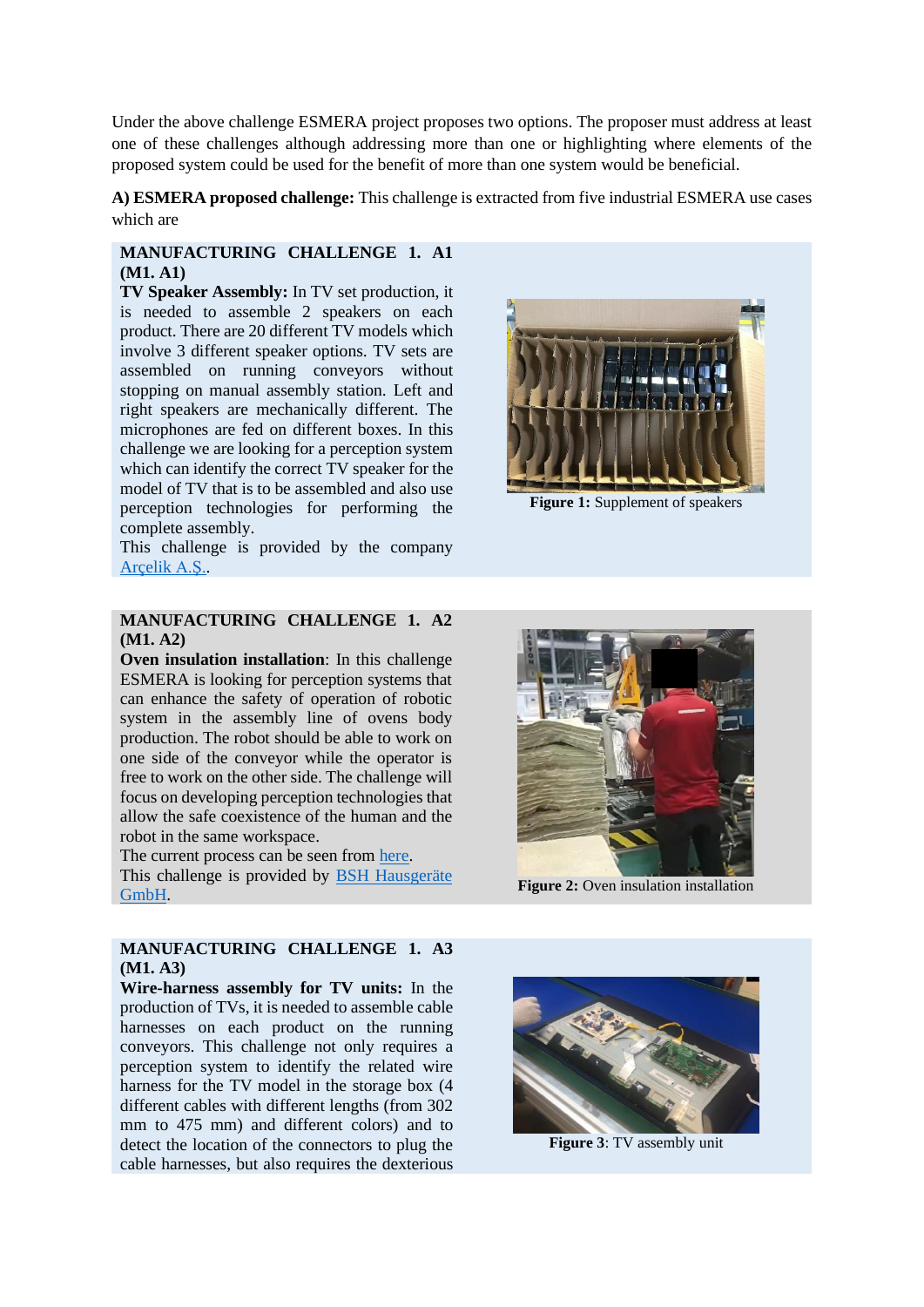Under the above challenge ESMERA project proposes two options. The proposer must address at least one of these challenges although addressing more than one or highlighting where elements of the proposed system could be used for the benefit of more than one system would be beneficial.

**A) ESMERA proposed challenge:** This challenge is extracted from five industrial ESMERA use cases which are

**MANUFACTURING CHALLENGE 1. A1 (M1. A1)**

**TV Speaker Assembly:** In TV set production, it is needed to assemble 2 speakers on each product. There are 20 different TV models which involve 3 different speaker options. TV sets are assembled on running conveyors without stopping on manual assembly station. Left and right speakers are mechanically different. The microphones are fed on different boxes. In this challenge we are looking for a perception system which can identify the correct TV speaker for the model of TV that is to be assembled and also use perception technologies for performing the complete assembly.

This challenge is provided by the company Arçelik A.Ş..

**Figure 1:** Supplement of speakers

**MANUFACTURING CHALLENGE 1. A2 (M1. A2)**

**Oven insulation installation**: In this challenge ESMERA is looking for perception systems that can enhance the safety of operation of robotic system in the assembly line of ovens body production. The robot should be able to work on one side of the conveyor while the operator is free to work on the other side. The challenge will focus on developing perception technologies that allow the safe coexistence of the human and the robot in the same workspace.

The current process can be seen from here.

This challenge is provided by BSH Hausgeräte GmbH.

**Figure 2:** Oven insulation installation

**MANUFACTURING CHALLENGE 1. A3 (M1. A3)**

**Wire-harness assembly for TV units:** In the production of TVs, it is needed to assemble cable harnesses on each product on the running conveyors. This challenge not only requires a perception system to identify the related wire harness for the TV model in the storage box (4 different cables with different lengths (from 302 mm to 475 mm) and different colors) and to detect the location of the connectors to plug the cable harnesses, but also requires the dexterious

**Figure 3**: TV assembly unit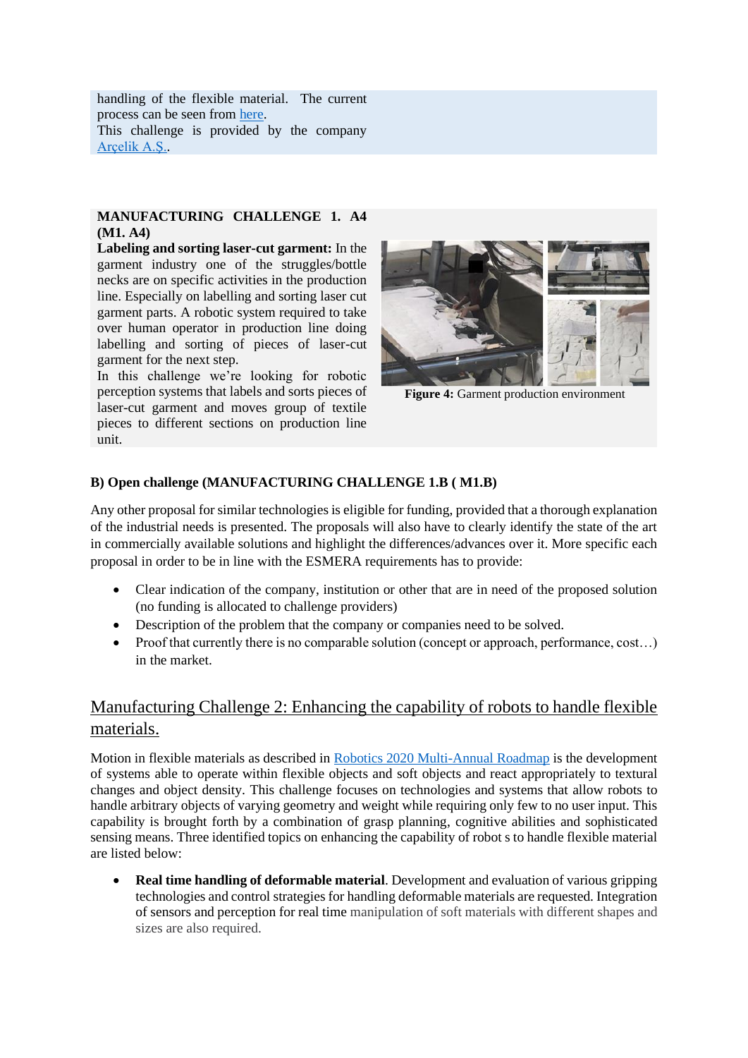handling of the flexible material. The current process can be seen from [here](#).
This challenge is provided by the company [Arçelik A.Ş.](#).

**MANUFACTURING CHALLENGE 1. A4 (M1. A4)**

**Labeling and sorting laser-cut garment:** In the garment industry one of the struggles/bottle necks are on specific activities in the production line. Especially on labelling and sorting laser cut garment parts. A robotic system required to take over human operator in production line doing labelling and sorting of pieces of laser-cut garment for the next step.
In this challenge we're looking for robotic perception systems that labels and sorts pieces of laser-cut garment and moves group of textile pieces to different sections on production line unit.

**Figure 4:** Garment production environment

**B) Open challenge (MANUFACTURING CHALLENGE 1.B ( M1.B)**

Any other proposal for similar technologies is eligible for funding, provided that a thorough explanation of the industrial needs is presented. The proposals will also have to clearly identify the state of the art in commercially available solutions and highlight the differences/advances over it. More specific each proposal in order to be in line with the ESMERA requirements has to provide:

- Clear indication of the company, institution or other that are in need of the proposed solution (no funding is allocated to challenge providers)
- Description of the problem that the company or companies need to be solved.
- Proof that currently there is no comparable solution (concept or approach, performance, cost…) in the market.

## Manufacturing Challenge 2: Enhancing the capability of robots to handle flexible materials.

Motion in flexible materials as described in [Robotics 2020 Multi-Annual Roadmap](#) is the development of systems able to operate within flexible objects and soft objects and react appropriately to textural changes and object density. This challenge focuses on technologies and systems that allow robots to handle arbitrary objects of varying geometry and weight while requiring only few to no user input. This capability is brought forth by a combination of grasp planning, cognitive abilities and sophisticated sensing means. Three identified topics on enhancing the capability of robot s to handle flexible material are listed below:

- **Real time handling of deformable material**. Development and evaluation of various gripping technologies and control strategies for handling deformable materials are requested. Integration of sensors and perception for real time manipulation of soft materials with different shapes and sizes are also required.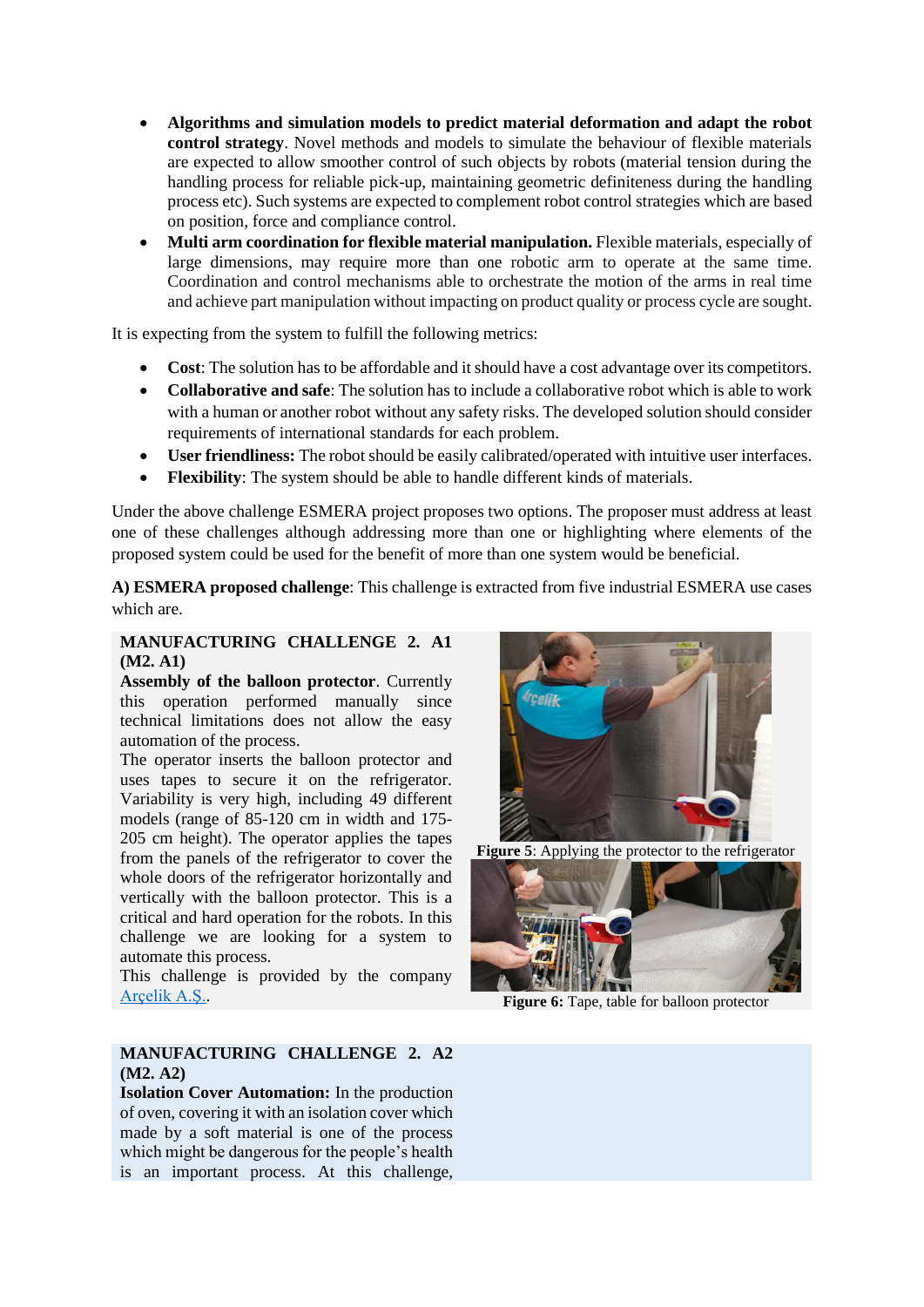- **Algorithms and simulation models to predict material deformation and adapt the robot control strategy**. Novel methods and models to simulate the behaviour of flexible materials are expected to allow smoother control of such objects by robots (material tension during the handling process for reliable pick-up, maintaining geometric definiteness during the handling process etc). Such systems are expected to complement robot control strategies which are based on position, force and compliance control.
- **Multi arm coordination for flexible material manipulation.** Flexible materials, especially of large dimensions, may require more than one robotic arm to operate at the same time. Coordination and control mechanisms able to orchestrate the motion of the arms in real time and achieve part manipulation without impacting on product quality or process cycle are sought.

It is expecting from the system to fulfill the following metrics:

- **Cost**: The solution has to be affordable and it should have a cost advantage over its competitors.
- **Collaborative and safe**: The solution has to include a collaborative robot which is able to work with a human or another robot without any safety risks. The developed solution should consider requirements of international standards for each problem.
- **User friendliness:** The robot should be easily calibrated/operated with intuitive user interfaces.
- **Flexibility**: The system should be able to handle different kinds of materials.

Under the above challenge ESMERA project proposes two options. The proposer must address at least one of these challenges although addressing more than one or highlighting where elements of the proposed system could be used for the benefit of more than one system would be beneficial.

**A) ESMERA proposed challenge**: This challenge is extracted from five industrial ESMERA use cases which are.

**MANUFACTURING CHALLENGE 2. A1 (M2. A1)**

**Assembly of the balloon protector**. Currently this operation performed manually since technical limitations does not allow the easy automation of the process.

The operator inserts the balloon protector and uses tapes to secure it on the refrigerator. Variability is very high, including 49 different models (range of 85-120 cm in width and 175-205 cm height). The operator applies the tapes from the panels of the refrigerator to cover the whole doors of the refrigerator horizontally and vertically with the balloon protector. This is a critical and hard operation for the robots. In this challenge we are looking for a system to automate this process.

This challenge is provided by the company Arçelik A.Ş..

**Figure 5**: Applying the protector to the refrigerator

**Figure 6:** Tape, table for balloon protector

**MANUFACTURING CHALLENGE 2. A2 (M2. A2)**

**Isolation Cover Automation:** In the production of oven, covering it with an isolation cover which made by a soft material is one of the process which might be dangerous for the people's health is an important process. At this challenge,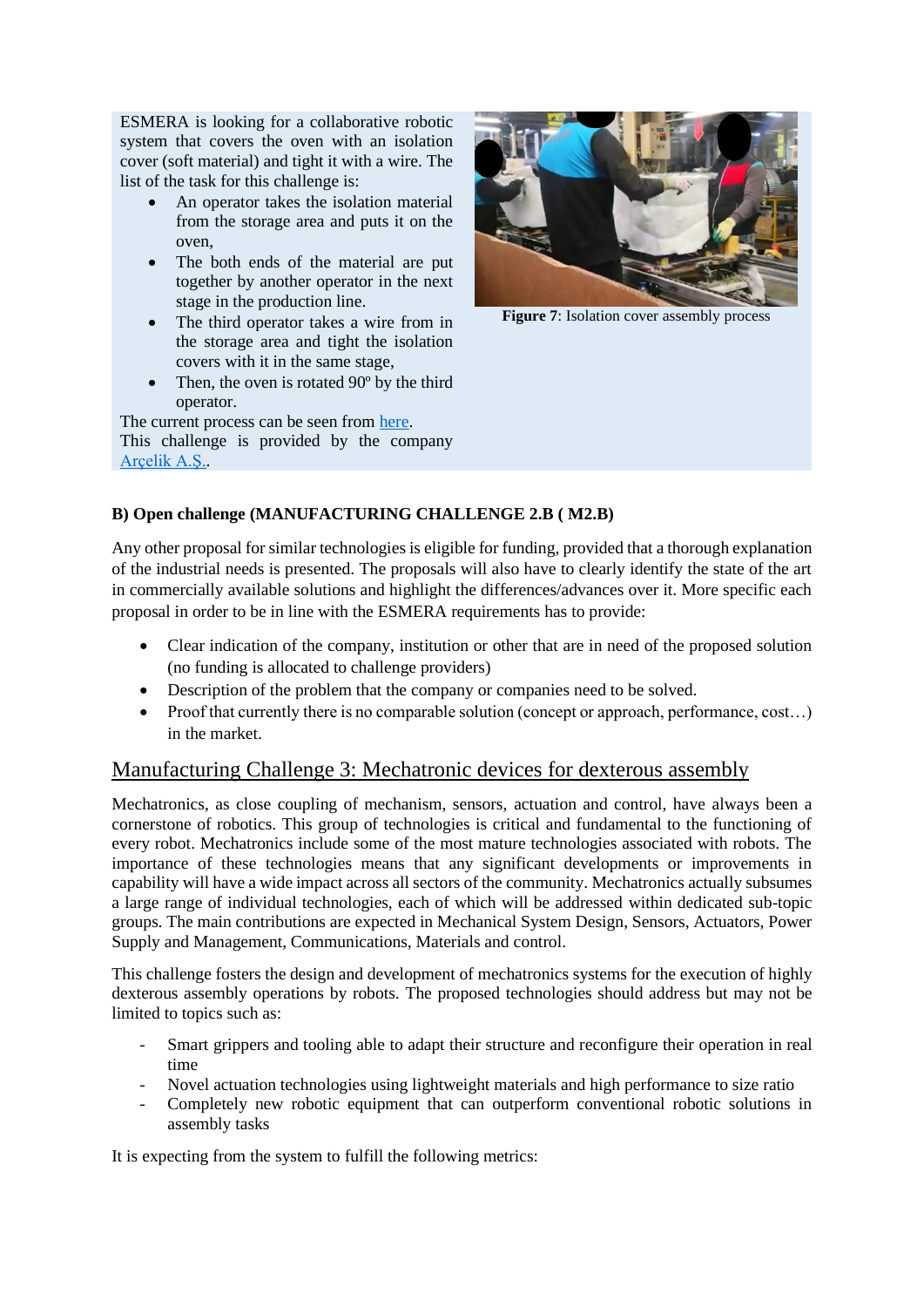ESMERA is looking for a collaborative robotic system that covers the oven with an isolation cover (soft material) and tight it with a wire. The list of the task for this challenge is:

- An operator takes the isolation material from the storage area and puts it on the oven,
- The both ends of the material are put together by another operator in the next stage in the production line.
- The third operator takes a wire from in the storage area and tight the isolation covers with it in the same stage,
- Then, the oven is rotated 90º by the third operator.

The current process can be seen from here.
This challenge is provided by the company Arçelik A.Ş..

**Figure 7**: Isolation cover assembly process

**B) Open challenge (MANUFACTURING CHALLENGE 2.B ( M2.B)**

Any other proposal for similar technologies is eligible for funding, provided that a thorough explanation of the industrial needs is presented. The proposals will also have to clearly identify the state of the art in commercially available solutions and highlight the differences/advances over it. More specific each proposal in order to be in line with the ESMERA requirements has to provide:

- Clear indication of the company, institution or other that are in need of the proposed solution (no funding is allocated to challenge providers)
- Description of the problem that the company or companies need to be solved.
- Proof that currently there is no comparable solution (concept or approach, performance, cost…) in the market.

## Manufacturing Challenge 3: Mechatronic devices for dexterous assembly

Mechatronics, as close coupling of mechanism, sensors, actuation and control, have always been a cornerstone of robotics. This group of technologies is critical and fundamental to the functioning of every robot. Mechatronics include some of the most mature technologies associated with robots. The importance of these technologies means that any significant developments or improvements in capability will have a wide impact across all sectors of the community. Mechatronics actually subsumes a large range of individual technologies, each of which will be addressed within dedicated sub-topic groups. The main contributions are expected in Mechanical System Design, Sensors, Actuators, Power Supply and Management, Communications, Materials and control.

This challenge fosters the design and development of mechatronics systems for the execution of highly dexterous assembly operations by robots. The proposed technologies should address but may not be limited to topics such as:

- Smart grippers and tooling able to adapt their structure and reconfigure their operation in real time
- Novel actuation technologies using lightweight materials and high performance to size ratio
- Completely new robotic equipment that can outperform conventional robotic solutions in assembly tasks

It is expecting from the system to fulfill the following metrics: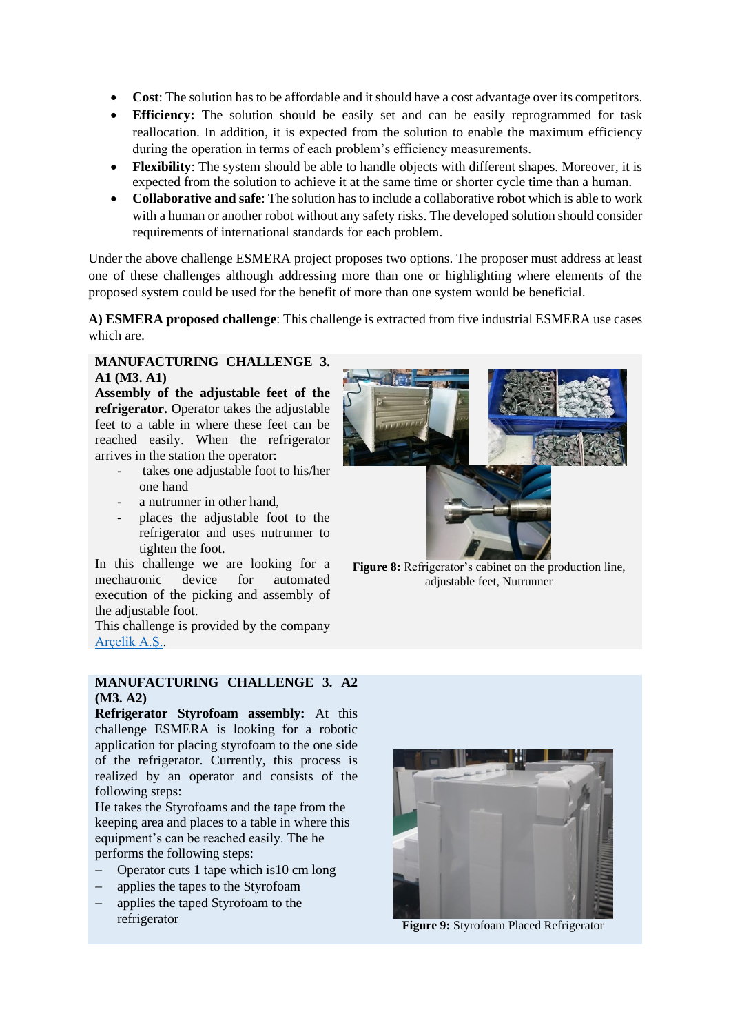- **Cost**: The solution has to be affordable and it should have a cost advantage over its competitors.
- **Efficiency:** The solution should be easily set and can be easily reprogrammed for task reallocation. In addition, it is expected from the solution to enable the maximum efficiency during the operation in terms of each problem's efficiency measurements.
- **Flexibility**: The system should be able to handle objects with different shapes. Moreover, it is expected from the solution to achieve it at the same time or shorter cycle time than a human.
- **Collaborative and safe**: The solution has to include a collaborative robot which is able to work with a human or another robot without any safety risks. The developed solution should consider requirements of international standards for each problem.

Under the above challenge ESMERA project proposes two options. The proposer must address at least one of these challenges although addressing more than one or highlighting where elements of the proposed system could be used for the benefit of more than one system would be beneficial.

**A) ESMERA proposed challenge**: This challenge is extracted from five industrial ESMERA use cases which are.

**MANUFACTURING CHALLENGE 3. A1 (M3. A1)**

**Assembly of the adjustable feet of the refrigerator.** Operator takes the adjustable feet to a table in where these feet can be reached easily. When the refrigerator arrives in the station the operator:

- takes one adjustable foot to his/her one hand
- a nutrunner in other hand,
- places the adjustable foot to the refrigerator and uses nutrunner to tighten the foot.

In this challenge we are looking for a mechatronic device for automated execution of the picking and assembly of the adjustable foot.

This challenge is provided by the company Arçelik A.Ş..

**Figure 8:** Refrigerator's cabinet on the production line, adjustable feet, Nutrunner

**MANUFACTURING CHALLENGE 3. A2 (M3. A2)**

**Refrigerator Styrofoam assembly:** At this challenge ESMERA is looking for a robotic application for placing styrofoam to the one side of the refrigerator. Currently, this process is realized by an operator and consists of the following steps:

He takes the Styrofoams and the tape from the keeping area and places to a table in where this equipment's can be reached easily. The he performs the following steps:

- Operator cuts 1 tape which is10 cm long
- applies the tapes to the Styrofoam
- applies the taped Styrofoam to the refrigerator

**Figure 9:** Styrofoam Placed Refrigerator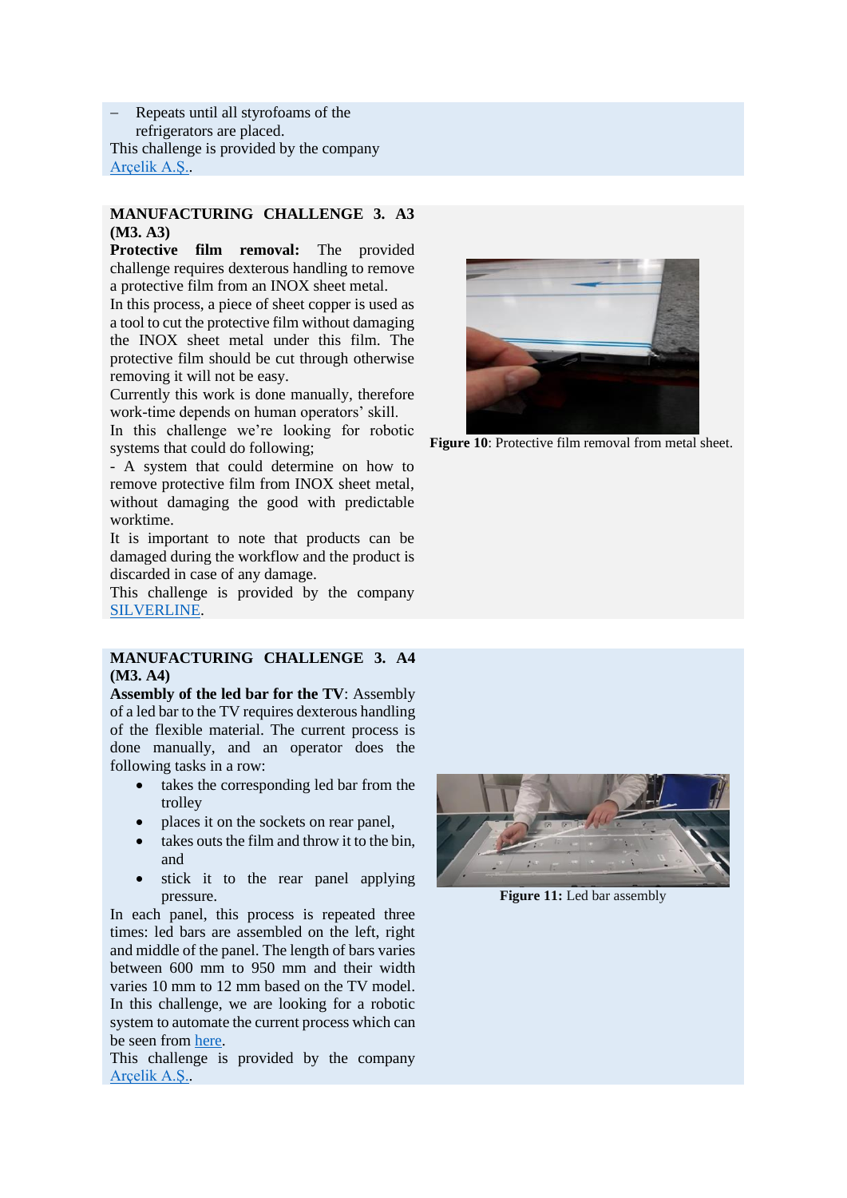– Repeats until all styrofoams of the refrigerators are placed.

This challenge is provided by the company Arçelik A.Ş..

**MANUFACTURING CHALLENGE 3. A3 (M3. A3)**

**Protective film removal:** The provided challenge requires dexterous handling to remove a protective film from an INOX sheet metal.

In this process, a piece of sheet copper is used as a tool to cut the protective film without damaging the INOX sheet metal under this film. The protective film should be cut through otherwise removing it will not be easy.

Currently this work is done manually, therefore work-time depends on human operators' skill.

In this challenge we're looking for robotic systems that could do following;

- A system that could determine on how to remove protective film from INOX sheet metal, without damaging the good with predictable worktime.

It is important to note that products can be damaged during the workflow and the product is discarded in case of any damage.

This challenge is provided by the company SILVERLINE.

**Figure 10**: Protective film removal from metal sheet.

**MANUFACTURING CHALLENGE 3. A4 (M3. A4)**

**Assembly of the led bar for the TV**: Assembly of a led bar to the TV requires dexterous handling of the flexible material. The current process is done manually, and an operator does the following tasks in a row:

- takes the corresponding led bar from the trolley
- places it on the sockets on rear panel,
- takes outs the film and throw it to the bin, and
- stick it to the rear panel applying pressure.

In each panel, this process is repeated three times: led bars are assembled on the left, right and middle of the panel. The length of bars varies between 600 mm to 950 mm and their width varies 10 mm to 12 mm based on the TV model.

In this challenge, we are looking for a robotic system to automate the current process which can be seen from here.

This challenge is provided by the company Arçelik A.Ş..

**Figure 11:** Led bar assembly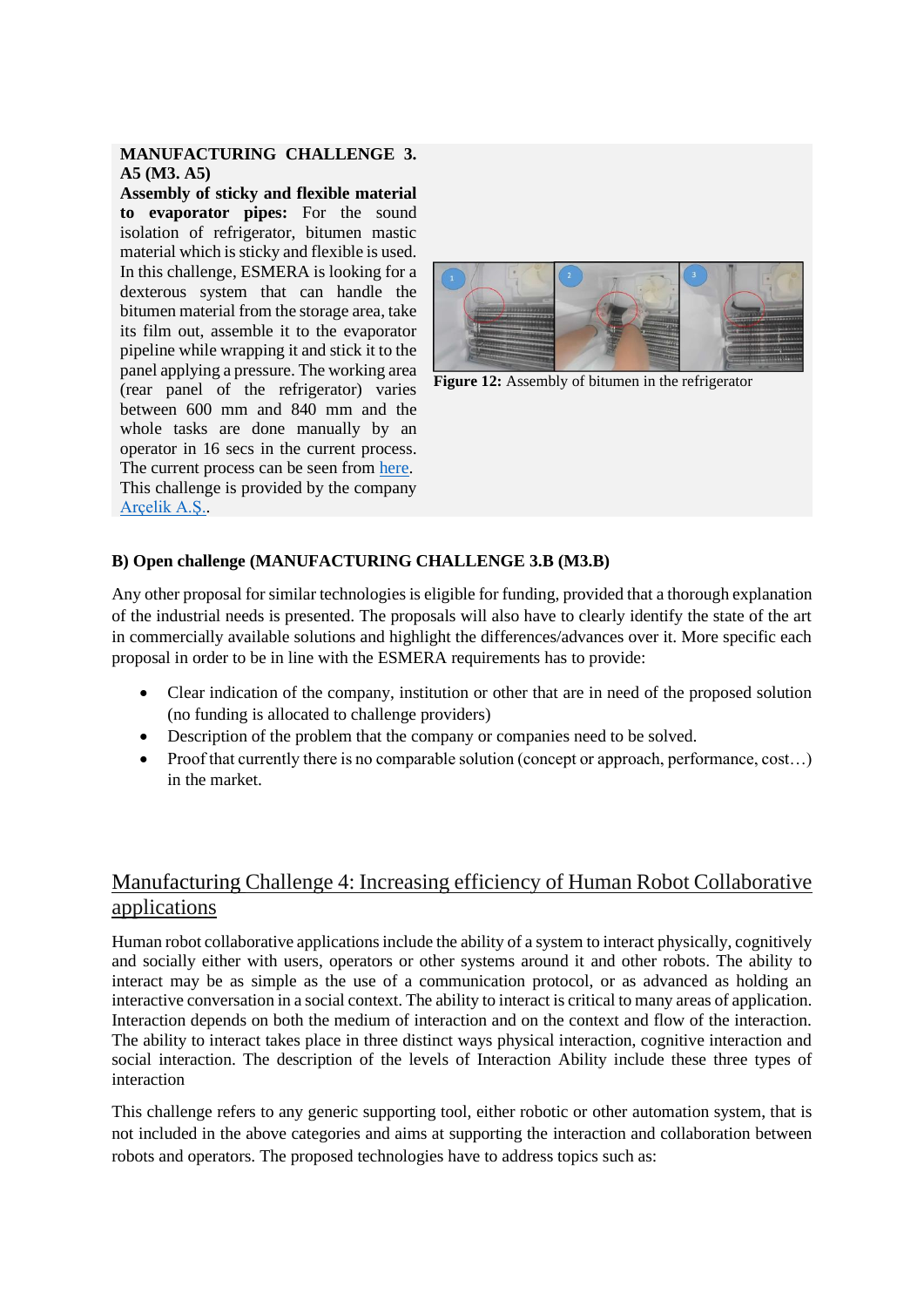**MANUFACTURING CHALLENGE 3. A5 (M3. A5)**

**Assembly of sticky and flexible material to evaporator pipes:** For the sound isolation of refrigerator, bitumen mastic material which is sticky and flexible is used. In this challenge, ESMERA is looking for a dexterous system that can handle the bitumen material from the storage area, take its film out, assemble it to the evaporator pipeline while wrapping it and stick it to the panel applying a pressure. The working area (rear panel of the refrigerator) varies between 600 mm and 840 mm and the whole tasks are done manually by an operator in 16 secs in the current process. The current process can be seen from here. This challenge is provided by the company Arçelik A.Ş..

**Figure 12:** Assembly of bitumen in the refrigerator

**B) Open challenge (MANUFACTURING CHALLENGE 3.B (M3.B)**

Any other proposal for similar technologies is eligible for funding, provided that a thorough explanation of the industrial needs is presented. The proposals will also have to clearly identify the state of the art in commercially available solutions and highlight the differences/advances over it. More specific each proposal in order to be in line with the ESMERA requirements has to provide:

- Clear indication of the company, institution or other that are in need of the proposed solution (no funding is allocated to challenge providers)
- Description of the problem that the company or companies need to be solved.
- Proof that currently there is no comparable solution (concept or approach, performance, cost…) in the market.

## Manufacturing Challenge 4: Increasing efficiency of Human Robot Collaborative applications

Human robot collaborative applications include the ability of a system to interact physically, cognitively and socially either with users, operators or other systems around it and other robots. The ability to interact may be as simple as the use of a communication protocol, or as advanced as holding an interactive conversation in a social context. The ability to interact is critical to many areas of application. Interaction depends on both the medium of interaction and on the context and flow of the interaction. The ability to interact takes place in three distinct ways physical interaction, cognitive interaction and social interaction. The description of the levels of Interaction Ability include these three types of interaction

This challenge refers to any generic supporting tool, either robotic or other automation system, that is not included in the above categories and aims at supporting the interaction and collaboration between robots and operators. The proposed technologies have to address topics such as: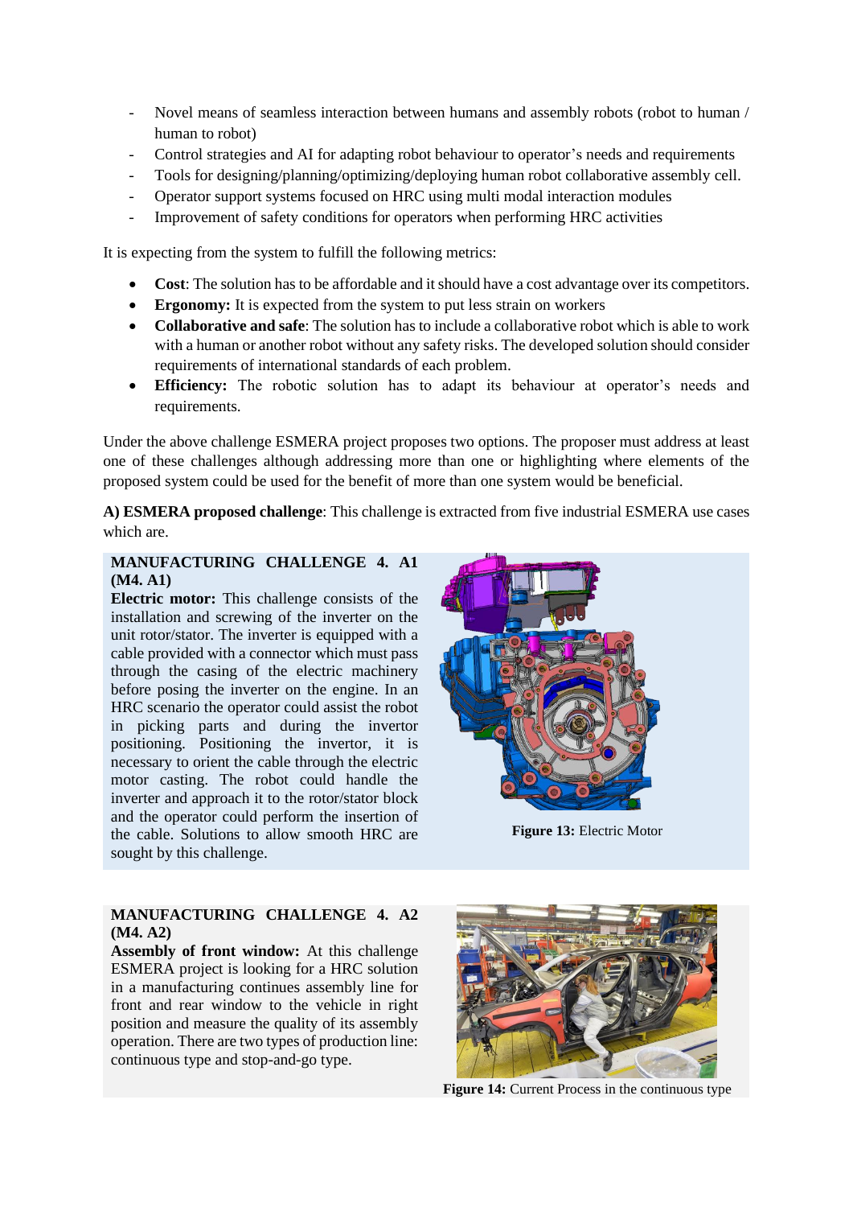- Novel means of seamless interaction between humans and assembly robots (robot to human / human to robot)
- Control strategies and AI for adapting robot behaviour to operator's needs and requirements
- Tools for designing/planning/optimizing/deploying human robot collaborative assembly cell.
- Operator support systems focused on HRC using multi modal interaction modules
- Improvement of safety conditions for operators when performing HRC activities

It is expecting from the system to fulfill the following metrics:

- **Cost**: The solution has to be affordable and it should have a cost advantage over its competitors.
- **Ergonomy:** It is expected from the system to put less strain on workers
- **Collaborative and safe**: The solution has to include a collaborative robot which is able to work with a human or another robot without any safety risks. The developed solution should consider requirements of international standards of each problem.
- **Efficiency:** The robotic solution has to adapt its behaviour at operator's needs and requirements.

Under the above challenge ESMERA project proposes two options. The proposer must address at least one of these challenges although addressing more than one or highlighting where elements of the proposed system could be used for the benefit of more than one system would be beneficial.

**A) ESMERA proposed challenge**: This challenge is extracted from five industrial ESMERA use cases which are.

**MANUFACTURING CHALLENGE 4. A1 (M4. A1)**

**Electric motor:** This challenge consists of the installation and screwing of the inverter on the unit rotor/stator. The inverter is equipped with a cable provided with a connector which must pass through the casing of the electric machinery before posing the inverter on the engine. In an HRC scenario the operator could assist the robot in picking parts and during the invertor positioning. Positioning the invertor, it is necessary to orient the cable through the electric motor casting. The robot could handle the inverter and approach it to the rotor/stator block and the operator could perform the insertion of the cable. Solutions to allow smooth HRC are sought by this challenge.

**Figure 13:** Electric Motor

**MANUFACTURING CHALLENGE 4. A2 (M4. A2)**

**Assembly of front window:** At this challenge ESMERA project is looking for a HRC solution in a manufacturing continues assembly line for front and rear window to the vehicle in right position and measure the quality of its assembly operation. There are two types of production line: continuous type and stop-and-go type.

**Figure 14:** Current Process in the continuous type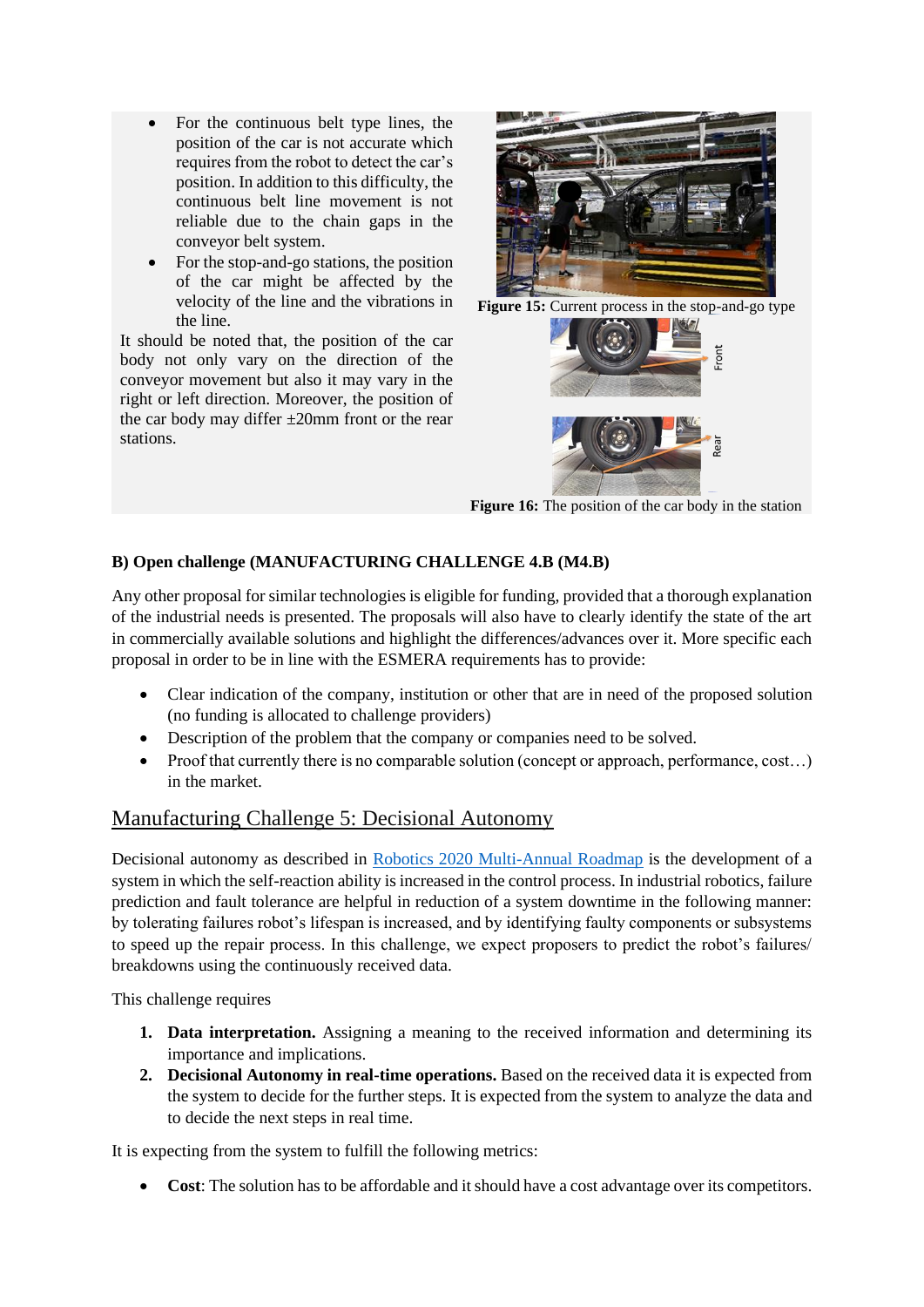- For the continuous belt type lines, the position of the car is not accurate which requires from the robot to detect the car's position. In addition to this difficulty, the continuous belt line movement is not reliable due to the chain gaps in the conveyor belt system.
- For the stop-and-go stations, the position of the car might be affected by the velocity of the line and the vibrations in the line.

It should be noted that, the position of the car body not only vary on the direction of the conveyor movement but also it may vary in the right or left direction. Moreover, the position of the car body may differ ±20mm front or the rear stations.

**Figure 15:** Current process in the stop-and-go type

Front

Rear

**Figure 16:** The position of the car body in the station

**B) Open challenge (MANUFACTURING CHALLENGE 4.B (M4.B)**

Any other proposal for similar technologies is eligible for funding, provided that a thorough explanation of the industrial needs is presented. The proposals will also have to clearly identify the state of the art in commercially available solutions and highlight the differences/advances over it. More specific each proposal in order to be in line with the ESMERA requirements has to provide:

- Clear indication of the company, institution or other that are in need of the proposed solution (no funding is allocated to challenge providers)
- Description of the problem that the company or companies need to be solved.
- Proof that currently there is no comparable solution (concept or approach, performance, cost…) in the market.

## Manufacturing Challenge 5: Decisional Autonomy

Decisional autonomy as described in Robotics 2020 Multi-Annual Roadmap is the development of a system in which the self-reaction ability is increased in the control process. In industrial robotics, failure prediction and fault tolerance are helpful in reduction of a system downtime in the following manner: by tolerating failures robot's lifespan is increased, and by identifying faulty components or subsystems to speed up the repair process. In this challenge, we expect proposers to predict the robot's failures/ breakdowns using the continuously received data.

This challenge requires

1. **Data interpretation.** Assigning a meaning to the received information and determining its importance and implications.
2. **Decisional Autonomy in real-time operations.** Based on the received data it is expected from the system to decide for the further steps. It is expected from the system to analyze the data and to decide the next steps in real time.

It is expecting from the system to fulfill the following metrics:

- **Cost**: The solution has to be affordable and it should have a cost advantage over its competitors.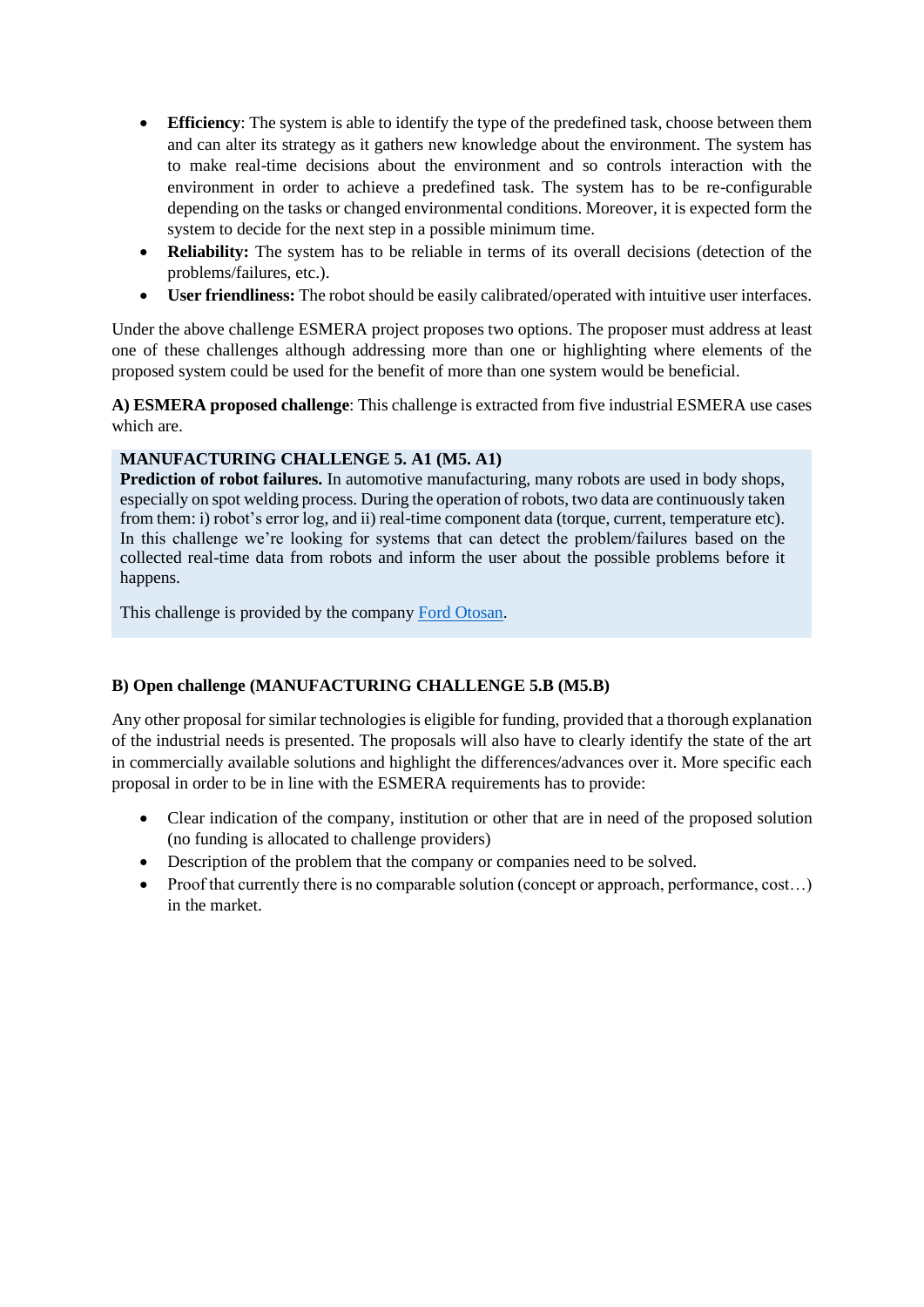- **Efficiency**: The system is able to identify the type of the predefined task, choose between them and can alter its strategy as it gathers new knowledge about the environment. The system has to make real-time decisions about the environment and so controls interaction with the environment in order to achieve a predefined task. The system has to be re-configurable depending on the tasks or changed environmental conditions. Moreover, it is expected form the system to decide for the next step in a possible minimum time.
- **Reliability:** The system has to be reliable in terms of its overall decisions (detection of the problems/failures, etc.).
- **User friendliness:** The robot should be easily calibrated/operated with intuitive user interfaces.

Under the above challenge ESMERA project proposes two options. The proposer must address at least one of these challenges although addressing more than one or highlighting where elements of the proposed system could be used for the benefit of more than one system would be beneficial.

**A) ESMERA proposed challenge**: This challenge is extracted from five industrial ESMERA use cases which are.

**MANUFACTURING CHALLENGE 5. A1 (M5. A1)**

**Prediction of robot failures.** In automotive manufacturing, many robots are used in body shops, especially on spot welding process. During the operation of robots, two data are continuously taken from them: i) robot's error log, and ii) real-time component data (torque, current, temperature etc). In this challenge we're looking for systems that can detect the problem/failures based on the collected real-time data from robots and inform the user about the possible problems before it happens.

This challenge is provided by the company Ford Otosan.

**B) Open challenge (MANUFACTURING CHALLENGE 5.B (M5.B)**

Any other proposal for similar technologies is eligible for funding, provided that a thorough explanation of the industrial needs is presented. The proposals will also have to clearly identify the state of the art in commercially available solutions and highlight the differences/advances over it. More specific each proposal in order to be in line with the ESMERA requirements has to provide:

- Clear indication of the company, institution or other that are in need of the proposed solution (no funding is allocated to challenge providers)
- Description of the problem that the company or companies need to be solved.
- Proof that currently there is no comparable solution (concept or approach, performance, cost…) in the market.